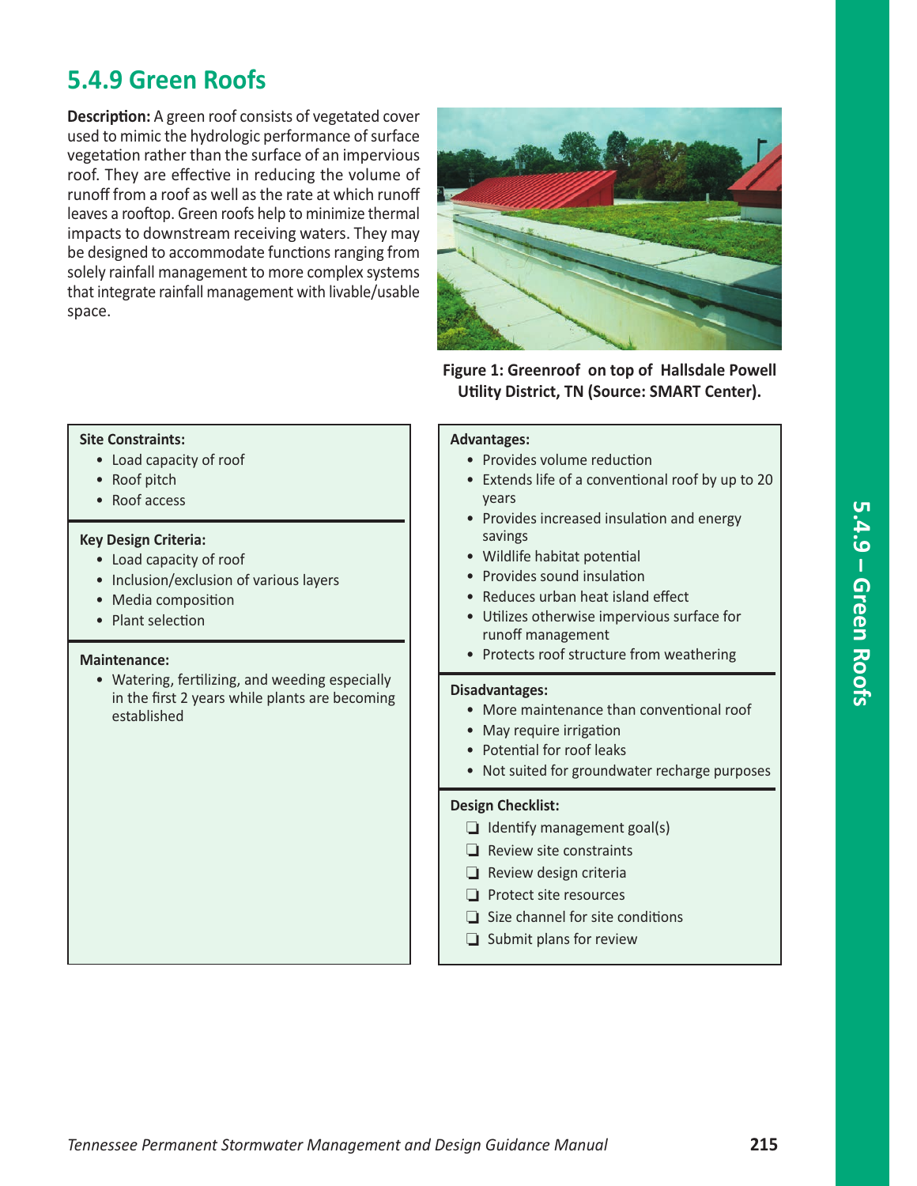# 5.4.9 Green Roofs

**Description:** A green roof consists of vegetated cover used to mimic the hydrologic performance of surface vegetation rather than the surface of an impervious roof. They are effective in reducing the volume of runoff from a roof as well as the rate at which runoff leaves a rooftop. Green roofs help to minimize thermal impacts to downstream receiving waters. They may be designed to accommodate functions ranging from solely rainfall management to more complex systems that integrate rainfall management with livable/usable space.

**Figure 1: Greenroof on top of Hallsdale Powell Utility District, TN (Source: SMART Center).**

**Site Constraints:**

- Load capacity of roof
- Roof pitch
- Roof access

**Key Design Criteria:**

- Load capacity of roof
- Inclusion/exclusion of various layers
- Media composition
- Plant selection

**Maintenance:**

- Watering, fertilizing, and weeding especially in the first 2 years while plants are becoming established

**Advantages:**

- Provides volume reduction
- Extends life of a conventional roof by up to 20 years
- Provides increased insulation and energy savings
- Wildlife habitat potential
- Provides sound insulation
- Reduces urban heat island effect
- Utilizes otherwise impervious surface for runoff management
- Protects roof structure from weathering

**Disadvantages:**

- More maintenance than conventional roof
- May require irrigation
- Potential for roof leaks
- Not suited for groundwater recharge purposes

**Design Checklist:**

- ❑ Identify management goal(s)
- ❑ Review site constraints
- ❑ Review design criteria
- ❑ Protect site resources
- ❑ Size channel for site conditions
- ❑ Submit plans for review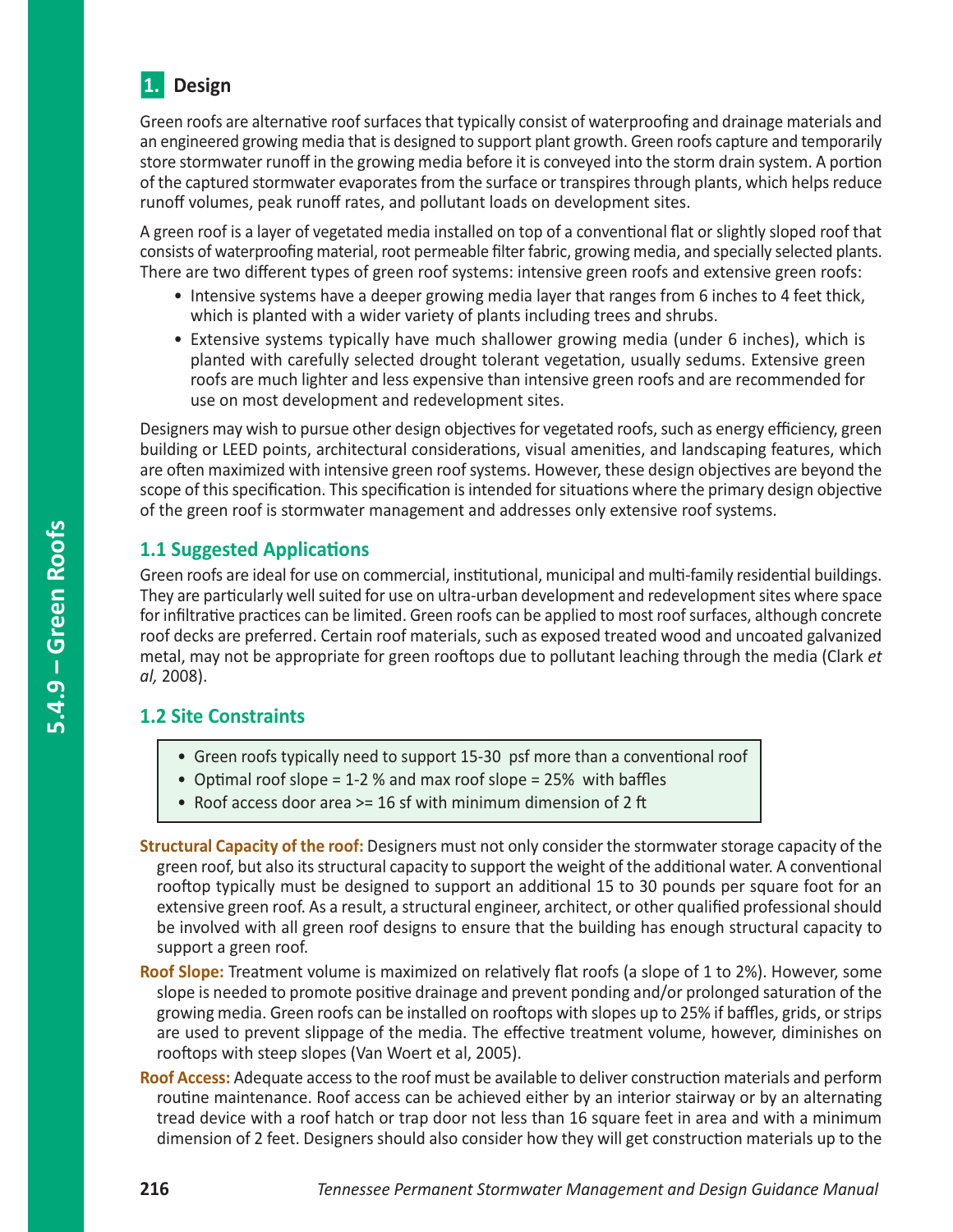## 1. Design

Green roofs are alternative roof surfaces that typically consist of waterproofing and drainage materials and an engineered growing media that is designed to support plant growth. Green roofs capture and temporarily store stormwater runoff in the growing media before it is conveyed into the storm drain system. A portion of the captured stormwater evaporates from the surface or transpires through plants, which helps reduce runoff volumes, peak runoff rates, and pollutant loads on development sites.

A green roof is a layer of vegetated media installed on top of a conventional flat or slightly sloped roof that consists of waterproofing material, root permeable filter fabric, growing media, and specially selected plants. There are two different types of green roof systems: intensive green roofs and extensive green roofs:

- Intensive systems have a deeper growing media layer that ranges from 6 inches to 4 feet thick, which is planted with a wider variety of plants including trees and shrubs.
- Extensive systems typically have much shallower growing media (under 6 inches), which is planted with carefully selected drought tolerant vegetation, usually sedums. Extensive green roofs are much lighter and less expensive than intensive green roofs and are recommended for use on most development and redevelopment sites.

Designers may wish to pursue other design objectives for vegetated roofs, such as energy efficiency, green building or LEED points, architectural considerations, visual amenities, and landscaping features, which are often maximized with intensive green roof systems. However, these design objectives are beyond the scope of this specification. This specification is intended for situations where the primary design objective of the green roof is stormwater management and addresses only extensive roof systems.

### 1.1 Suggested Applications

Green roofs are ideal for use on commercial, institutional, municipal and multi-family residential buildings. They are particularly well suited for use on ultra-urban development and redevelopment sites where space for infiltrative practices can be limited. Green roofs can be applied to most roof surfaces, although concrete roof decks are preferred. Certain roof materials, such as exposed treated wood and uncoated galvanized metal, may not be appropriate for green rooftops due to pollutant leaching through the media (Clark *et al,* 2008).

### 1.2 Site Constraints

- Green roofs typically need to support 15-30 psf more than a conventional roof
- Optimal roof slope = 1-2 % and max roof slope = 25% with baffles
- Roof access door area >= 16 sf with minimum dimension of 2 ft

**Structural Capacity of the roof:** Designers must not only consider the stormwater storage capacity of the green roof, but also its structural capacity to support the weight of the additional water. A conventional rooftop typically must be designed to support an additional 15 to 30 pounds per square foot for an extensive green roof. As a result, a structural engineer, architect, or other qualified professional should be involved with all green roof designs to ensure that the building has enough structural capacity to support a green roof.

**Roof Slope:** Treatment volume is maximized on relatively flat roofs (a slope of 1 to 2%). However, some slope is needed to promote positive drainage and prevent ponding and/or prolonged saturation of the growing media. Green roofs can be installed on rooftops with slopes up to 25% if baffles, grids, or strips are used to prevent slippage of the media. The effective treatment volume, however, diminishes on rooftops with steep slopes (Van Woert et al, 2005).

**Roof Access:** Adequate access to the roof must be available to deliver construction materials and perform routine maintenance. Roof access can be achieved either by an interior stairway or by an alternating tread device with a roof hatch or trap door not less than 16 square feet in area and with a minimum dimension of 2 feet. Designers should also consider how they will get construction materials up to the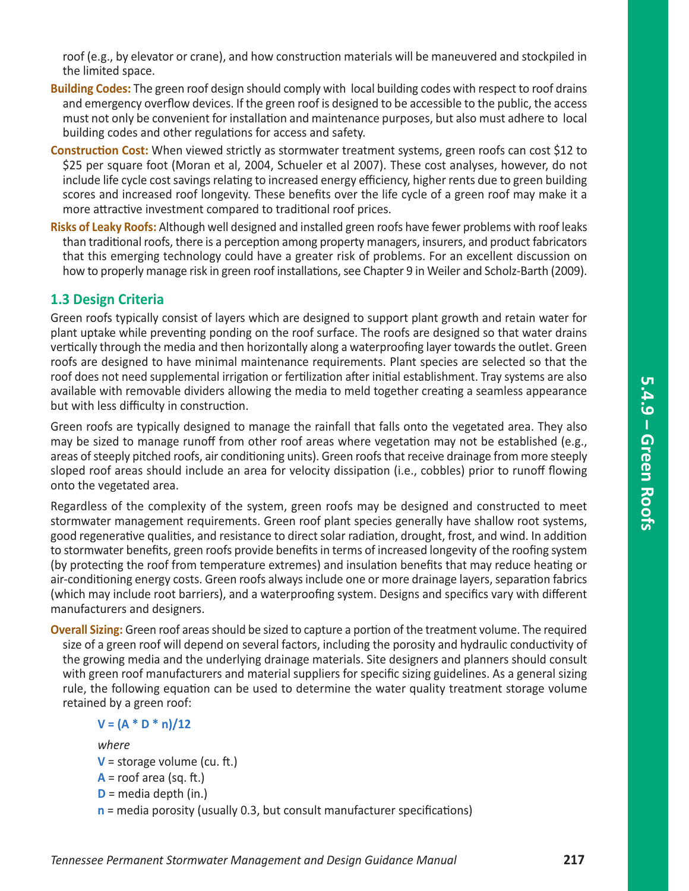roof (e.g., by elevator or crane), and how construction materials will be maneuvered and stockpiled in the limited space.

**Building Codes:** The green roof design should comply with local building codes with respect to roof drains and emergency overflow devices. If the green roof is designed to be accessible to the public, the access must not only be convenient for installation and maintenance purposes, but also must adhere to local building codes and other regulations for access and safety.

**Construction Cost:** When viewed strictly as stormwater treatment systems, green roofs can cost $12 to $25 per square foot (Moran et al, 2004, Schueler et al 2007). These cost analyses, however, do not include life cycle cost savings relating to increased energy efficiency, higher rents due to green building scores and increased roof longevity. These benefits over the life cycle of a green roof may make it a more attractive investment compared to traditional roof prices.

**Risks of Leaky Roofs:** Although well designed and installed green roofs have fewer problems with roof leaks than traditional roofs, there is a perception among property managers, insurers, and product fabricators that this emerging technology could have a greater risk of problems. For an excellent discussion on how to properly manage risk in green roof installations, see Chapter 9 in Weiler and Scholz-Barth (2009).

## 1.3 Design Criteria

Green roofs typically consist of layers which are designed to support plant growth and retain water for plant uptake while preventing ponding on the roof surface. The roofs are designed so that water drains vertically through the media and then horizontally along a waterproofing layer towards the outlet. Green roofs are designed to have minimal maintenance requirements. Plant species are selected so that the roof does not need supplemental irrigation or fertilization after initial establishment. Tray systems are also available with removable dividers allowing the media to meld together creating a seamless appearance but with less difficulty in construction.

Green roofs are typically designed to manage the rainfall that falls onto the vegetated area. They also may be sized to manage runoff from other roof areas where vegetation may not be established (e.g., areas of steeply pitched roofs, air conditioning units). Green roofs that receive drainage from more steeply sloped roof areas should include an area for velocity dissipation (i.e., cobbles) prior to runoff flowing onto the vegetated area.

Regardless of the complexity of the system, green roofs may be designed and constructed to meet stormwater management requirements. Green roof plant species generally have shallow root systems, good regenerative qualities, and resistance to direct solar radiation, drought, frost, and wind. In addition to stormwater benefits, green roofs provide benefits in terms of increased longevity of the roofing system (by protecting the roof from temperature extremes) and insulation benefits that may reduce heating or air-conditioning energy costs. Green roofs always include one or more drainage layers, separation fabrics (which may include root barriers), and a waterproofing system. Designs and specifics vary with different manufacturers and designers.

**Overall Sizing:** Green roof areas should be sized to capture a portion of the treatment volume. The required size of a green roof will depend on several factors, including the porosity and hydraulic conductivity of the growing media and the underlying drainage materials. Site designers and planners should consult with green roof manufacturers and material suppliers for specific sizing guidelines. As a general sizing rule, the following equation can be used to determine the water quality treatment storage volume retained by a green roof:

$$V = (A * D * n)/12$$

*where*

$V$ = storage volume (cu. ft.)

$A$ = roof area (sq. ft.)

$D$ = media depth (in.)

$n$ = media porosity (usually 0.3, but consult manufacturer specifications)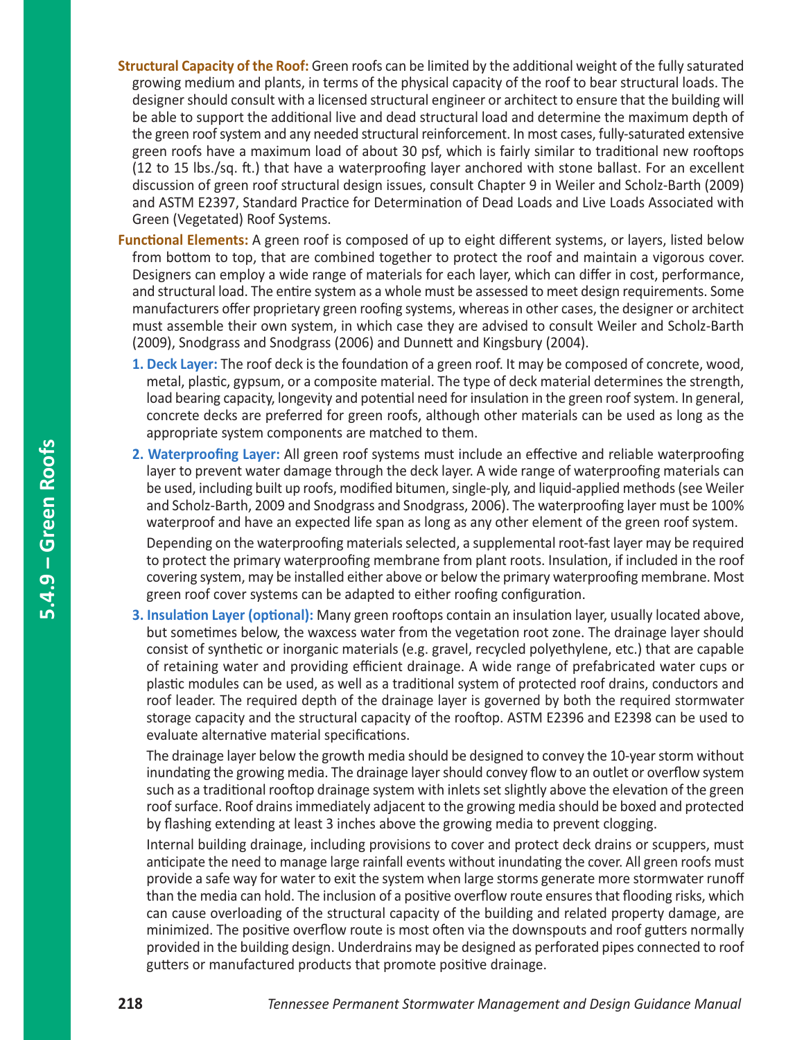**Structural Capacity of the Roof:** Green roofs can be limited by the additional weight of the fully saturated growing medium and plants, in terms of the physical capacity of the roof to bear structural loads. The designer should consult with a licensed structural engineer or architect to ensure that the building will be able to support the additional live and dead structural load and determine the maximum depth of the green roof system and any needed structural reinforcement. In most cases, fully-saturated extensive green roofs have a maximum load of about 30 psf, which is fairly similar to traditional new rooftops (12 to 15 lbs./sq. ft.) that have a waterproofing layer anchored with stone ballast. For an excellent discussion of green roof structural design issues, consult Chapter 9 in Weiler and Scholz-Barth (2009) and ASTM E2397, Standard Practice for Determination of Dead Loads and Live Loads Associated with Green (Vegetated) Roof Systems.

**Functional Elements:** A green roof is composed of up to eight different systems, or layers, listed below from bottom to top, that are combined together to protect the roof and maintain a vigorous cover. Designers can employ a wide range of materials for each layer, which can differ in cost, performance, and structural load. The entire system as a whole must be assessed to meet design requirements. Some manufacturers offer proprietary green roofing systems, whereas in other cases, the designer or architect must assemble their own system, in which case they are advised to consult Weiler and Scholz-Barth (2009), Snodgrass and Snodgrass (2006) and Dunnett and Kingsbury (2004).

1. **Deck Layer:** The roof deck is the foundation of a green roof. It may be composed of concrete, wood, metal, plastic, gypsum, or a composite material. The type of deck material determines the strength, load bearing capacity, longevity and potential need for insulation in the green roof system. In general, concrete decks are preferred for green roofs, although other materials can be used as long as the appropriate system components are matched to them.

2. **Waterproofing Layer:** All green roof systems must include an effective and reliable waterproofing layer to prevent water damage through the deck layer. A wide range of waterproofing materials can be used, including built up roofs, modified bitumen, single-ply, and liquid-applied methods (see Weiler and Scholz-Barth, 2009 and Snodgrass and Snodgrass, 2006). The waterproofing layer must be 100% waterproof and have an expected life span as long as any other element of the green roof system.

   Depending on the waterproofing materials selected, a supplemental root-fast layer may be required to protect the primary waterproofing membrane from plant roots. Insulation, if included in the roof covering system, may be installed either above or below the primary waterproofing membrane. Most green roof cover systems can be adapted to either roofing configuration.

3. **Insulation Layer (optional):** Many green rooftops contain an insulation layer, usually located above, but sometimes below, the waxcess water from the vegetation root zone. The drainage layer should consist of synthetic or inorganic materials (e.g. gravel, recycled polyethylene, etc.) that are capable of retaining water and providing efficient drainage. A wide range of prefabricated water cups or plastic modules can be used, as well as a traditional system of protected roof drains, conductors and roof leader. The required depth of the drainage layer is governed by both the required stormwater storage capacity and the structural capacity of the rooftop. ASTM E2396 and E2398 can be used to evaluate alternative material specifications.

   The drainage layer below the growth media should be designed to convey the 10-year storm without inundating the growing media. The drainage layer should convey flow to an outlet or overflow system such as a traditional rooftop drainage system with inlets set slightly above the elevation of the green roof surface. Roof drains immediately adjacent to the growing media should be boxed and protected by flashing extending at least 3 inches above the growing media to prevent clogging.

   Internal building drainage, including provisions to cover and protect deck drains or scuppers, must anticipate the need to manage large rainfall events without inundating the cover. All green roofs must provide a safe way for water to exit the system when large storms generate more stormwater runoff than the media can hold. The inclusion of a positive overflow route ensures that flooding risks, which can cause overloading of the structural capacity of the building and related property damage, are minimized. The positive overflow route is most often via the downspouts and roof gutters normally provided in the building design. Underdrains may be designed as perforated pipes connected to roof gutters or manufactured products that promote positive drainage.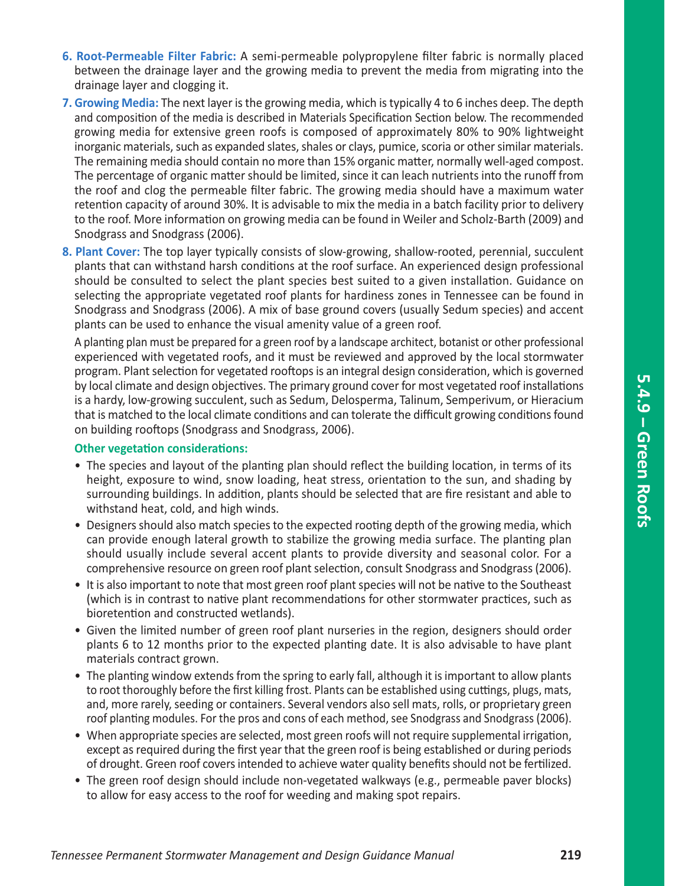6. **Root-Permeable Filter Fabric:** A semi-permeable polypropylene filter fabric is normally placed between the drainage layer and the growing media to prevent the media from migrating into the drainage layer and clogging it.

7. **Growing Media:** The next layer is the growing media, which is typically 4 to 6 inches deep. The depth and composition of the media is described in Materials Specification Section below. The recommended growing media for extensive green roofs is composed of approximately 80% to 90% lightweight inorganic materials, such as expanded slates, shales or clays, pumice, scoria or other similar materials. The remaining media should contain no more than 15% organic matter, normally well-aged compost. The percentage of organic matter should be limited, since it can leach nutrients into the runoff from the roof and clog the permeable filter fabric. The growing media should have a maximum water retention capacity of around 30%. It is advisable to mix the media in a batch facility prior to delivery to the roof. More information on growing media can be found in Weiler and Scholz-Barth (2009) and Snodgrass and Snodgrass (2006).

8. **Plant Cover:** The top layer typically consists of slow-growing, shallow-rooted, perennial, succulent plants that can withstand harsh conditions at the roof surface. An experienced design professional should be consulted to select the plant species best suited to a given installation. Guidance on selecting the appropriate vegetated roof plants for hardiness zones in Tennessee can be found in Snodgrass and Snodgrass (2006). A mix of base ground covers (usually Sedum species) and accent plants can be used to enhance the visual amenity value of a green roof.

   A planting plan must be prepared for a green roof by a landscape architect, botanist or other professional experienced with vegetated roofs, and it must be reviewed and approved by the local stormwater program. Plant selection for vegetated rooftops is an integral design consideration, which is governed by local climate and design objectives. The primary ground cover for most vegetated roof installations is a hardy, low-growing succulent, such as Sedum, Delosperma, Talinum, Semperivum, or Hieracium that is matched to the local climate conditions and can tolerate the difficult growing conditions found on building rooftops (Snodgrass and Snodgrass, 2006).

   **Other vegetation considerations:**

   - The species and layout of the planting plan should reflect the building location, in terms of its height, exposure to wind, snow loading, heat stress, orientation to the sun, and shading by surrounding buildings. In addition, plants should be selected that are fire resistant and able to withstand heat, cold, and high winds.
   - Designers should also match species to the expected rooting depth of the growing media, which can provide enough lateral growth to stabilize the growing media surface. The planting plan should usually include several accent plants to provide diversity and seasonal color. For a comprehensive resource on green roof plant selection, consult Snodgrass and Snodgrass (2006).
   - It is also important to note that most green roof plant species will not be native to the Southeast (which is in contrast to native plant recommendations for other stormwater practices, such as bioretention and constructed wetlands).
   - Given the limited number of green roof plant nurseries in the region, designers should order plants 6 to 12 months prior to the expected planting date. It is also advisable to have plant materials contract grown.
   - The planting window extends from the spring to early fall, although it is important to allow plants to root thoroughly before the first killing frost. Plants can be established using cuttings, plugs, mats, and, more rarely, seeding or containers. Several vendors also sell mats, rolls, or proprietary green roof planting modules. For the pros and cons of each method, see Snodgrass and Snodgrass (2006).
   - When appropriate species are selected, most green roofs will not require supplemental irrigation, except as required during the first year that the green roof is being established or during periods of drought. Green roof covers intended to achieve water quality benefits should not be fertilized.
   - The green roof design should include non-vegetated walkways (e.g., permeable paver blocks) to allow for easy access to the roof for weeding and making spot repairs.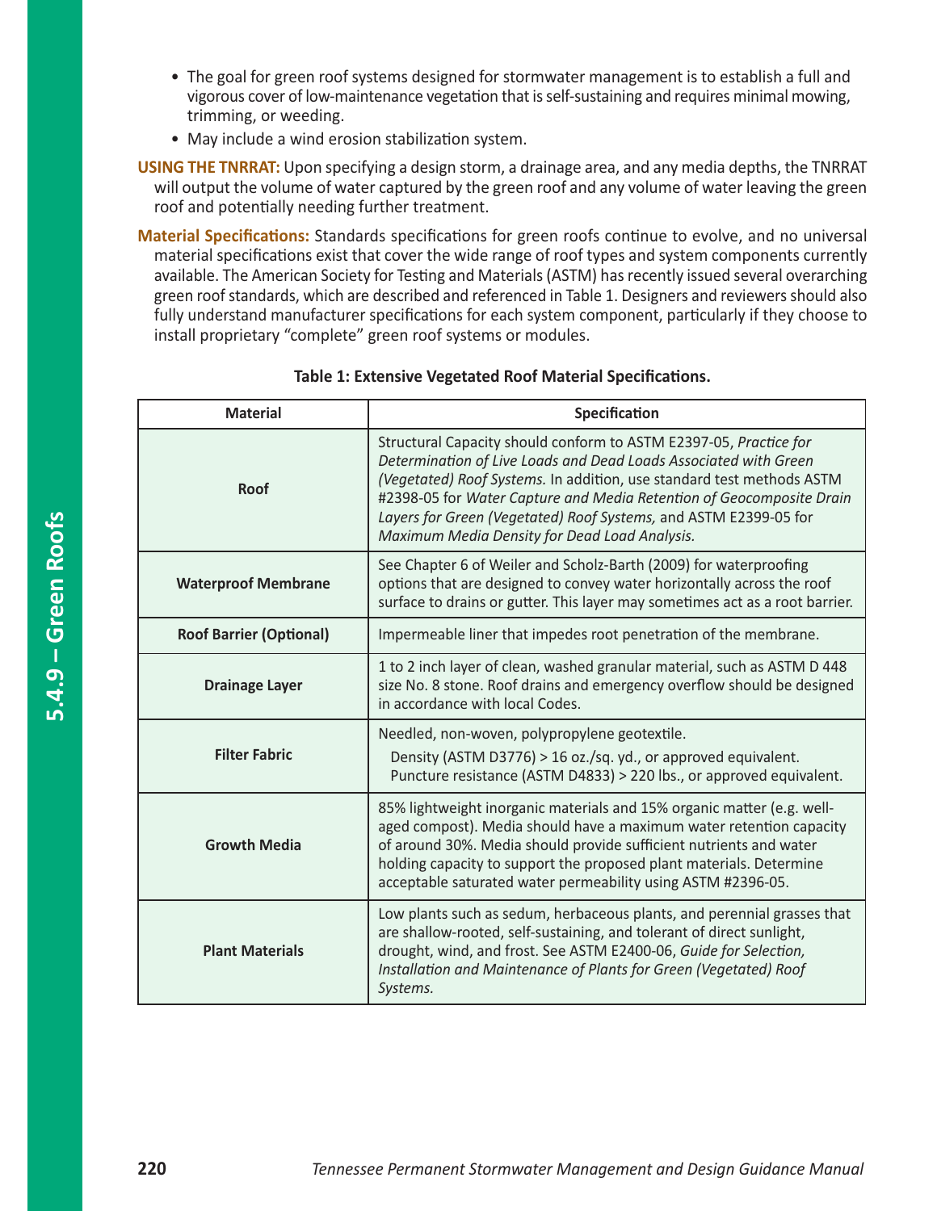- The goal for green roof systems designed for stormwater management is to establish a full and vigorous cover of low-maintenance vegetation that is self-sustaining and requires minimal mowing, trimming, or weeding.
- May include a wind erosion stabilization system.

**USING THE TNRRAT:** Upon specifying a design storm, a drainage area, and any media depths, the TNRRAT will output the volume of water captured by the green roof and any volume of water leaving the green roof and potentially needing further treatment.

**Material Specifications:** Standards specifications for green roofs continue to evolve, and no universal material specifications exist that cover the wide range of roof types and system components currently available. The American Society for Testing and Materials (ASTM) has recently issued several overarching green roof standards, which are described and referenced in Table 1. Designers and reviewers should also fully understand manufacturer specifications for each system component, particularly if they choose to install proprietary "complete" green roof systems or modules.

**Table 1: Extensive Vegetated Roof Material Specifications.**

| Material | Specification |
| --- | --- |
| **Roof** | Structural Capacity should conform to ASTM E2397-05, *Practice for Determination of Live Loads and Dead Loads Associated with Green (Vegetated) Roof Systems.* In addition, use standard test methods ASTM #2398-05 for *Water Capture and Media Retention of Geocomposite Drain Layers for Green (Vegetated) Roof Systems,* and ASTM E2399-05 for *Maximum Media Density for Dead Load Analysis.* |
| **Waterproof Membrane** | See Chapter 6 of Weiler and Scholz-Barth (2009) for waterproofing options that are designed to convey water horizontally across the roof surface to drains or gutter. This layer may sometimes act as a root barrier. |
| **Roof Barrier (Optional)** | Impermeable liner that impedes root penetration of the membrane. |
| **Drainage Layer** | 1 to 2 inch layer of clean, washed granular material, such as ASTM D 448 size No. 8 stone. Roof drains and emergency overflow should be designed in accordance with local Codes. |
| **Filter Fabric** | Needled, non-woven, polypropylene geotextile. Density (ASTM D3776) > 16 oz./sq. yd., or approved equivalent. Puncture resistance (ASTM D4833) > 220 lbs., or approved equivalent. |
| **Growth Media** | 85% lightweight inorganic materials and 15% organic matter (e.g. well-aged compost). Media should have a maximum water retention capacity of around 30%. Media should provide sufficient nutrients and water holding capacity to support the proposed plant materials. Determine acceptable saturated water permeability using ASTM #2396-05. |
| **Plant Materials** | Low plants such as sedum, herbaceous plants, and perennial grasses that are shallow-rooted, self-sustaining, and tolerant of direct sunlight, drought, wind, and frost. See ASTM E2400-06, *Guide for Selection, Installation and Maintenance of Plants for Green (Vegetated) Roof Systems.* |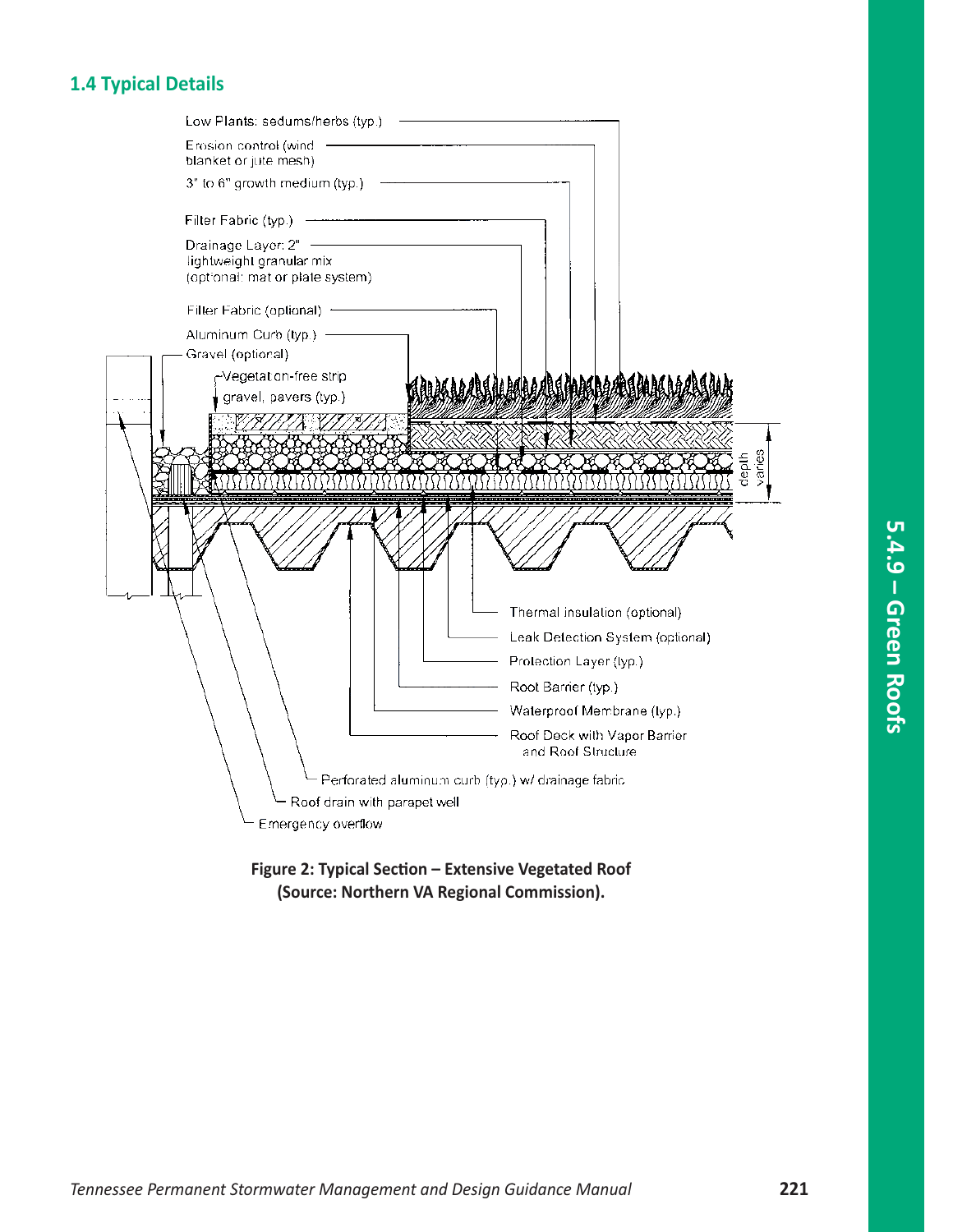## 1.4 Typical Details

Low Plants: sedums/herbs (typ.)

Erosion control (wind blanket or jute mesh)

3" to 6" growth medium (typ.)

Filter Fabric (typ.)

Drainage Layer: 2" lightweight granular mix (optional: mat or plate system)

Filter Fabric (optional)

Aluminum Curb (typ.)

Gravel (optional)

Vegetation-free strip gravel, pavers (typ.)

depth varies

Thermal insulation (optional)

Leak Detection System (optional)

Protection Layer (typ.)

Root Barrier (typ.)

Waterproof Membrane (typ.)

Roof Deck with Vapor Barrier and Roof Structure

Perforated aluminum curb (typ.) w/ drainage fabric

Roof drain with parapet well

Emergency overflow

**Figure 2: Typical Section – Extensive Vegetated Roof (Source: Northern VA Regional Commission).**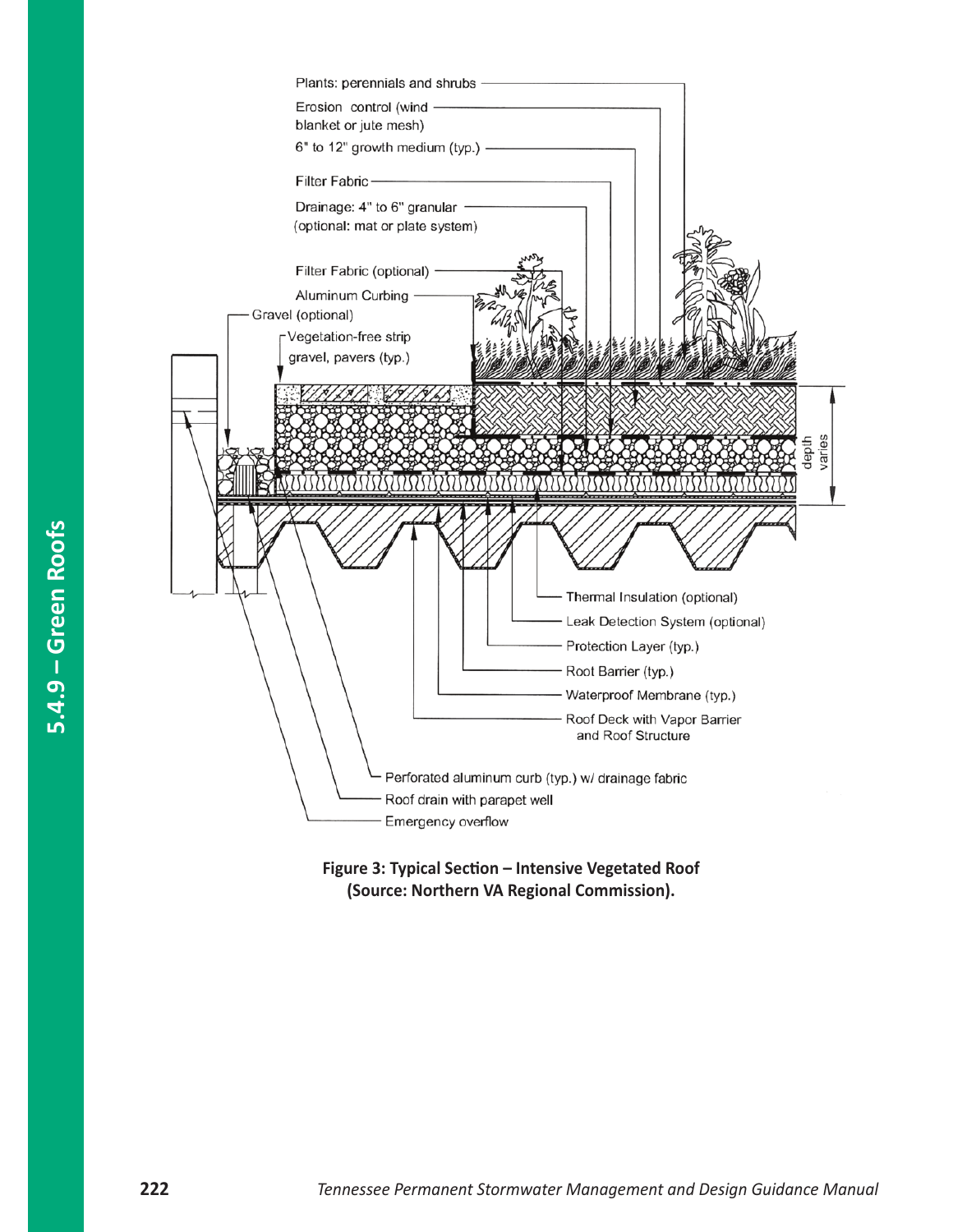Plants: perennials and shrubs

Erosion control (wind blanket or jute mesh)

6" to 12" growth medium (typ.)

Filter Fabric

Drainage: 4" to 6" granular (optional: mat or plate system)

Filter Fabric (optional)

Aluminum Curbing

Gravel (optional)

Vegetation-free strip gravel, pavers (typ.)

depth varies

Thermal Insulation (optional)

Leak Detection System (optional)

Protection Layer (typ.)

Root Barrier (typ.)

Waterproof Membrane (typ.)

Roof Deck with Vapor Barrier and Roof Structure

Perforated aluminum curb (typ.) w/ drainage fabric

Roof drain with parapet well

Emergency overflow

**Figure 3: Typical Section – Intensive Vegetated Roof (Source: Northern VA Regional Commission).**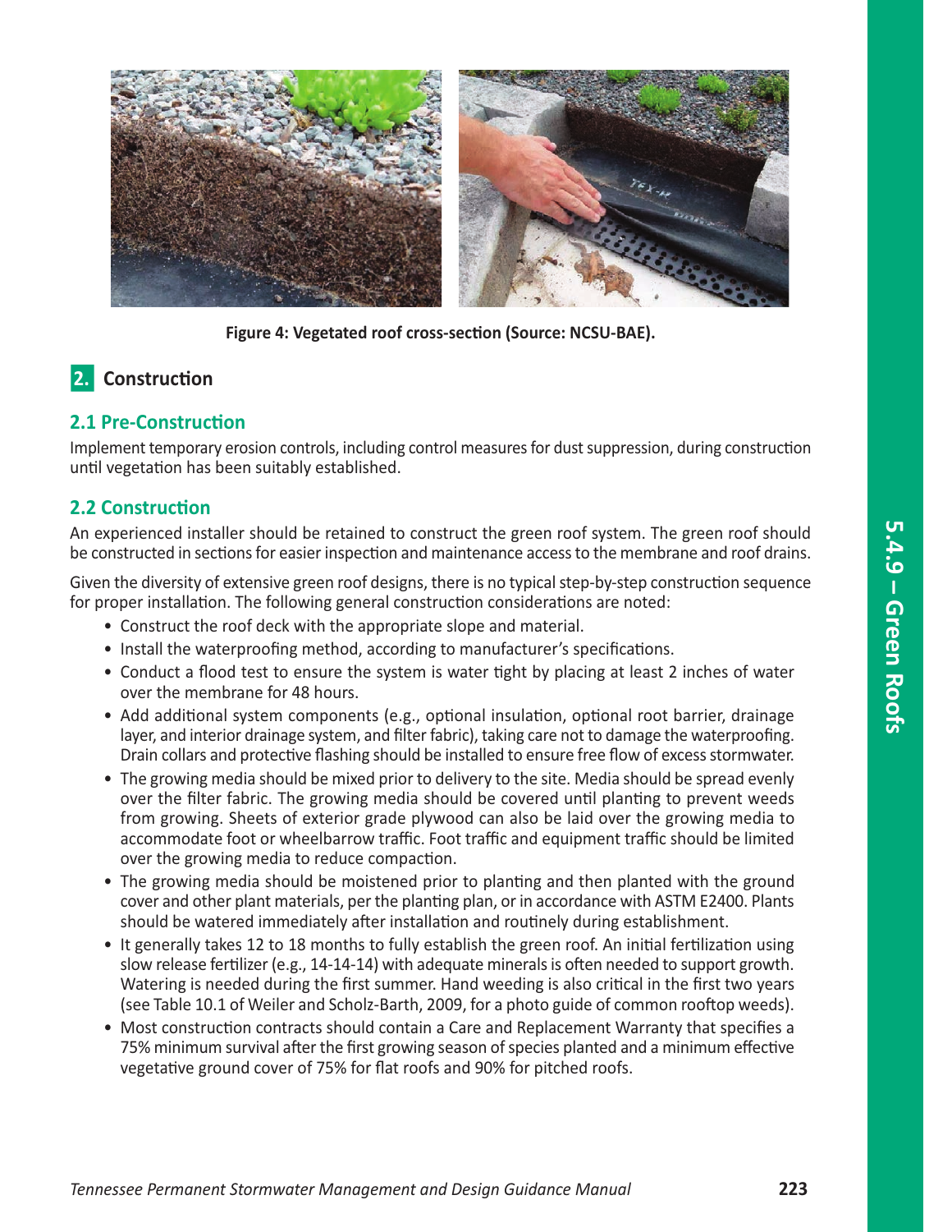Figure 4: Vegetated roof cross-section (Source: NCSU-BAE).

## 2. Construction

### 2.1 Pre-Construction

Implement temporary erosion controls, including control measures for dust suppression, during construction until vegetation has been suitably established.

### 2.2 Construction

An experienced installer should be retained to construct the green roof system. The green roof should be constructed in sections for easier inspection and maintenance access to the membrane and roof drains.

Given the diversity of extensive green roof designs, there is no typical step-by-step construction sequence for proper installation. The following general construction considerations are noted:

- Construct the roof deck with the appropriate slope and material.
- Install the waterproofing method, according to manufacturer's specifications.
- Conduct a flood test to ensure the system is water tight by placing at least 2 inches of water over the membrane for 48 hours.
- Add additional system components (e.g., optional insulation, optional root barrier, drainage layer, and interior drainage system, and filter fabric), taking care not to damage the waterproofing. Drain collars and protective flashing should be installed to ensure free flow of excess stormwater.
- The growing media should be mixed prior to delivery to the site. Media should be spread evenly over the filter fabric. The growing media should be covered until planting to prevent weeds from growing. Sheets of exterior grade plywood can also be laid over the growing media to accommodate foot or wheelbarrow traffic. Foot traffic and equipment traffic should be limited over the growing media to reduce compaction.
- The growing media should be moistened prior to planting and then planted with the ground cover and other plant materials, per the planting plan, or in accordance with ASTM E2400. Plants should be watered immediately after installation and routinely during establishment.
- It generally takes 12 to 18 months to fully establish the green roof. An initial fertilization using slow release fertilizer (e.g., 14-14-14) with adequate minerals is often needed to support growth. Watering is needed during the first summer. Hand weeding is also critical in the first two years (see Table 10.1 of Weiler and Scholz-Barth, 2009, for a photo guide of common rooftop weeds).
- Most construction contracts should contain a Care and Replacement Warranty that specifies a 75% minimum survival after the first growing season of species planted and a minimum effective vegetative ground cover of 75% for flat roofs and 90% for pitched roofs.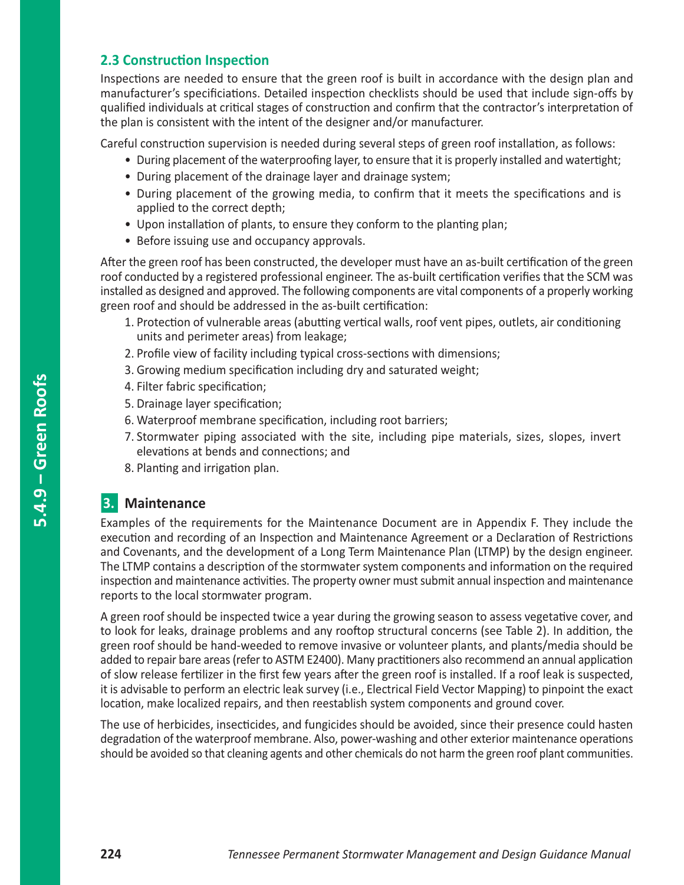### 2.3 Construction Inspection

Inspections are needed to ensure that the green roof is built in accordance with the design plan and manufacturer's specificiations. Detailed inspection checklists should be used that include sign-offs by qualified individuals at critical stages of construction and confirm that the contractor's interpretation of the plan is consistent with the intent of the designer and/or manufacturer.

Careful construction supervision is needed during several steps of green roof installation, as follows:

- During placement of the waterproofing layer, to ensure that it is properly installed and watertight;
- During placement of the drainage layer and drainage system;
- During placement of the growing media, to confirm that it meets the specifications and is applied to the correct depth;
- Upon installation of plants, to ensure they conform to the planting plan;
- Before issuing use and occupancy approvals.

After the green roof has been constructed, the developer must have an as-built certification of the green roof conducted by a registered professional engineer. The as-built certification verifies that the SCM was installed as designed and approved. The following components are vital components of a properly working green roof and should be addressed in the as-built certification:

1. Protection of vulnerable areas (abutting vertical walls, roof vent pipes, outlets, air conditioning units and perimeter areas) from leakage;
2. Profile view of facility including typical cross-sections with dimensions;
3. Growing medium specification including dry and saturated weight;
4. Filter fabric specification;
5. Drainage layer specification;
6. Waterproof membrane specification, including root barriers;
7. Stormwater piping associated with the site, including pipe materials, sizes, slopes, invert elevations at bends and connections; and
8. Planting and irrigation plan.

## 3. Maintenance

Examples of the requirements for the Maintenance Document are in Appendix F. They include the execution and recording of an Inspection and Maintenance Agreement or a Declaration of Restrictions and Covenants, and the development of a Long Term Maintenance Plan (LTMP) by the design engineer. The LTMP contains a description of the stormwater system components and information on the required inspection and maintenance activities. The property owner must submit annual inspection and maintenance reports to the local stormwater program.

A green roof should be inspected twice a year during the growing season to assess vegetative cover, and to look for leaks, drainage problems and any rooftop structural concerns (see Table 2). In addition, the green roof should be hand-weeded to remove invasive or volunteer plants, and plants/media should be added to repair bare areas (refer to ASTM E2400). Many practitioners also recommend an annual application of slow release fertilizer in the first few years after the green roof is installed. If a roof leak is suspected, it is advisable to perform an electric leak survey (i.e., Electrical Field Vector Mapping) to pinpoint the exact location, make localized repairs, and then reestablish system components and ground cover.

The use of herbicides, insecticides, and fungicides should be avoided, since their presence could hasten degradation of the waterproof membrane. Also, power-washing and other exterior maintenance operations should be avoided so that cleaning agents and other chemicals do not harm the green roof plant communities.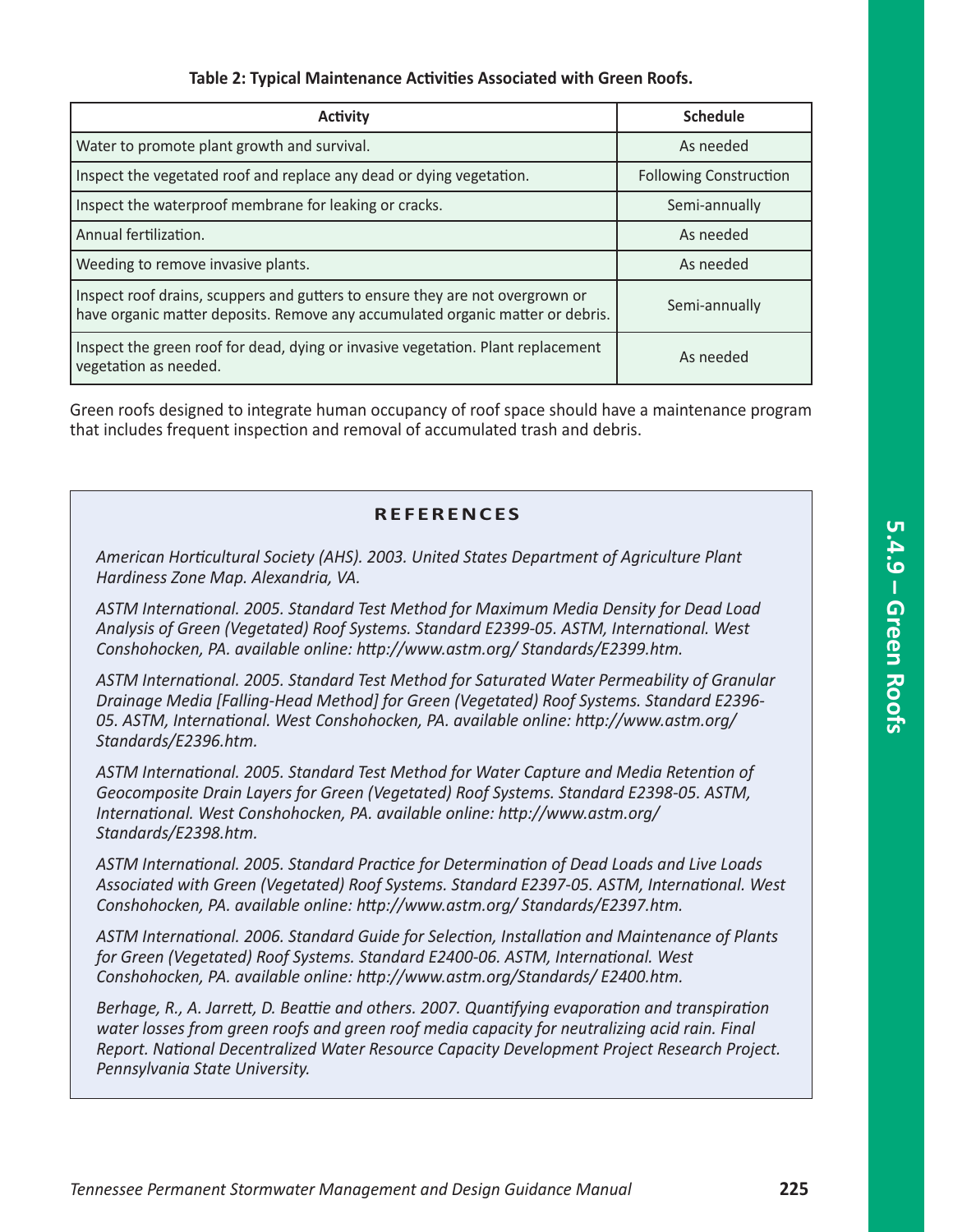**Table 2: Typical Maintenance Activities Associated with Green Roofs.**

| Activity | Schedule |
|---|---|
| Water to promote plant growth and survival. | As needed |
| Inspect the vegetated roof and replace any dead or dying vegetation. | Following Construction |
| Inspect the waterproof membrane for leaking or cracks. | Semi-annually |
| Annual fertilization. | As needed |
| Weeding to remove invasive plants. | As needed |
| Inspect roof drains, scuppers and gutters to ensure they are not overgrown or have organic matter deposits. Remove any accumulated organic matter or debris. | Semi-annually |
| Inspect the green roof for dead, dying or invasive vegetation. Plant replacement vegetation as needed. | As needed |

Green roofs designed to integrate human occupancy of roof space should have a maintenance program that includes frequent inspection and removal of accumulated trash and debris.

## REFERENCES

*American Horticultural Society (AHS). 2003. United States Department of Agriculture Plant Hardiness Zone Map. Alexandria, VA.*

*ASTM International. 2005. Standard Test Method for Maximum Media Density for Dead Load Analysis of Green (Vegetated) Roof Systems. Standard E2399-05. ASTM, International. West Conshohocken, PA. available online: http://www.astm.org/ Standards/E2399.htm.*

*ASTM International. 2005. Standard Test Method for Saturated Water Permeability of Granular Drainage Media [Falling-Head Method] for Green (Vegetated) Roof Systems. Standard E2396-05. ASTM, International. West Conshohocken, PA. available online: http://www.astm.org/ Standards/E2396.htm.*

*ASTM International. 2005. Standard Test Method for Water Capture and Media Retention of Geocomposite Drain Layers for Green (Vegetated) Roof Systems. Standard E2398-05. ASTM, International. West Conshohocken, PA. available online: http://www.astm.org/ Standards/E2398.htm.*

*ASTM International. 2005. Standard Practice for Determination of Dead Loads and Live Loads Associated with Green (Vegetated) Roof Systems. Standard E2397-05. ASTM, International. West Conshohocken, PA. available online: http://www.astm.org/ Standards/E2397.htm.*

*ASTM International. 2006. Standard Guide for Selection, Installation and Maintenance of Plants for Green (Vegetated) Roof Systems. Standard E2400-06. ASTM, International. West Conshohocken, PA. available online: http://www.astm.org/Standards/ E2400.htm.*

*Berhage, R., A. Jarrett, D. Beattie and others. 2007. Quantifying evaporation and transpiration water losses from green roofs and green roof media capacity for neutralizing acid rain. Final Report. National Decentralized Water Resource Capacity Development Project Research Project. Pennsylvania State University.*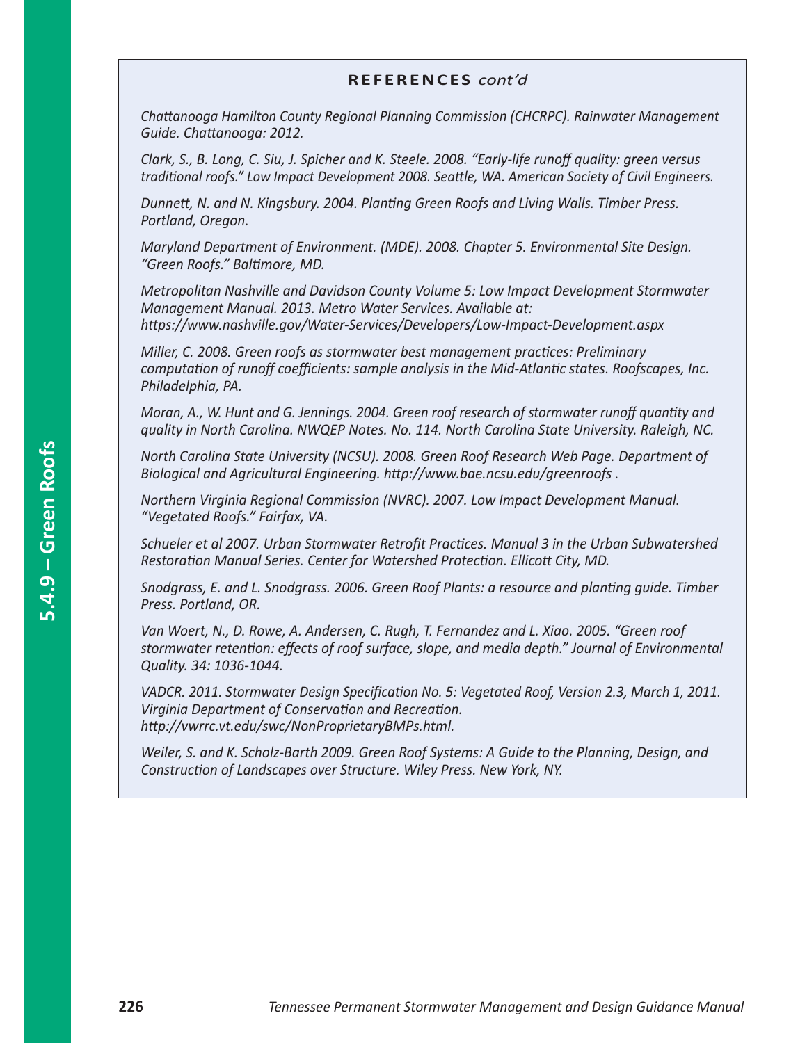## REFERENCES *cont'd*

*Chattanooga Hamilton County Regional Planning Commission (CHCRPC). Rainwater Management Guide. Chattanooga: 2012.*

*Clark, S., B. Long, C. Siu, J. Spicher and K. Steele. 2008. "Early-life runoff quality: green versus traditional roofs." Low Impact Development 2008. Seattle, WA. American Society of Civil Engineers.*

*Dunnett, N. and N. Kingsbury. 2004. Planting Green Roofs and Living Walls. Timber Press. Portland, Oregon.*

*Maryland Department of Environment. (MDE). 2008. Chapter 5. Environmental Site Design. "Green Roofs." Baltimore, MD.*

*Metropolitan Nashville and Davidson County Volume 5: Low Impact Development Stormwater Management Manual. 2013. Metro Water Services. Available at: https://www.nashville.gov/Water-Services/Developers/Low-Impact-Development.aspx*

*Miller, C. 2008. Green roofs as stormwater best management practices: Preliminary computation of runoff coefficients: sample analysis in the Mid-Atlantic states. Roofscapes, Inc. Philadelphia, PA.*

*Moran, A., W. Hunt and G. Jennings. 2004. Green roof research of stormwater runoff quantity and quality in North Carolina. NWQEP Notes. No. 114. North Carolina State University. Raleigh, NC.*

*North Carolina State University (NCSU). 2008. Green Roof Research Web Page. Department of Biological and Agricultural Engineering. http://www.bae.ncsu.edu/greenroofs .*

*Northern Virginia Regional Commission (NVRC). 2007. Low Impact Development Manual. "Vegetated Roofs." Fairfax, VA.*

*Schueler et al 2007. Urban Stormwater Retrofit Practices. Manual 3 in the Urban Subwatershed Restoration Manual Series. Center for Watershed Protection. Ellicott City, MD.*

*Snodgrass, E. and L. Snodgrass. 2006. Green Roof Plants: a resource and planting guide. Timber Press. Portland, OR.*

*Van Woert, N., D. Rowe, A. Andersen, C. Rugh, T. Fernandez and L. Xiao. 2005. "Green roof stormwater retention: effects of roof surface, slope, and media depth." Journal of Environmental Quality. 34: 1036-1044.*

*VADCR. 2011. Stormwater Design Specification No. 5: Vegetated Roof, Version 2.3, March 1, 2011. Virginia Department of Conservation and Recreation. http://vwrrc.vt.edu/swc/NonProprietaryBMPs.html.*

*Weiler, S. and K. Scholz-Barth 2009. Green Roof Systems: A Guide to the Planning, Design, and Construction of Landscapes over Structure. Wiley Press. New York, NY.*